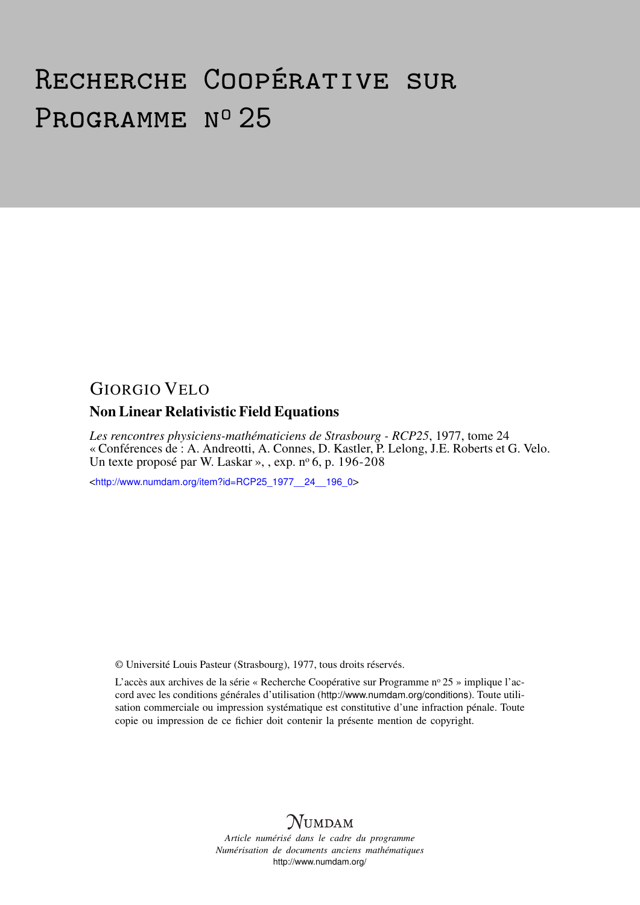# Recherche Coopérative sur Programme n° 25

GIORGIO VELO

## Non Linear Relativistic Field Equations

*Les rencontres physiciens-mathématiciens de Strasbourg - RCP25*, 1977, tome 24
« Conférences de : A. Andreotti, A. Connes, D. Kastler, P. Lelong, J.E. Roberts et G. Velo. Un texte proposé par W. Laskar », , exp. n° 6, p. 196-208

<http://www.numdam.org/item?id=RCP25_1977__24__196_0>

© Université Louis Pasteur (Strasbourg), 1977, tous droits réservés.

L'accès aux archives de la série « Recherche Coopérative sur Programme n° 25 » implique l'accord avec les conditions générales d'utilisation (http://www.numdam.org/conditions). Toute utilisation commerciale ou impression systématique est constitutive d'une infraction pénale. Toute copie ou impression de ce fichier doit contenir la présente mention de copyright.

*N*UMDAM

*Article numérisé dans le cadre du programme*
*Numérisation de documents anciens mathématiques*
http://www.numdam.org/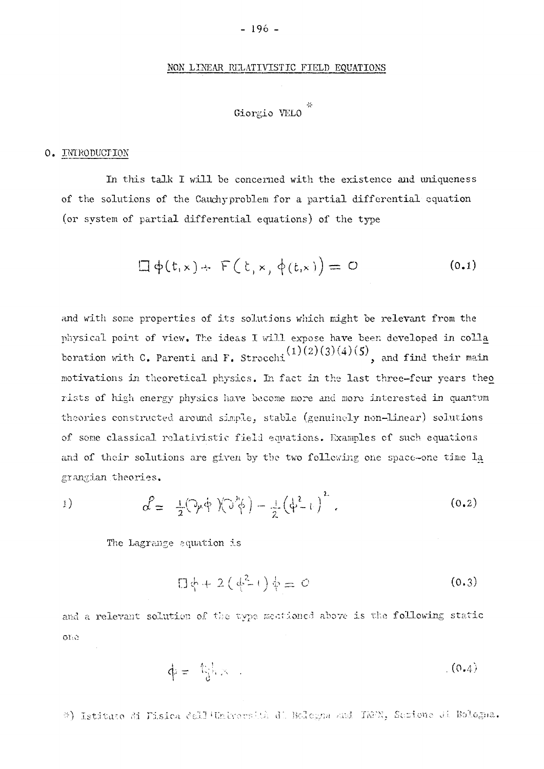# NON LINEAR RELATIVISTIC FIELD EQUATIONS

Giorgio VELO *

## 0. INTRODUCTION

In this talk I will be concerned with the existence and uniqueness of the solutions of the Cauchyproblem for a partial differential equation (or system of partial differential equations) of the type

$$\Box \phi(t,x) + F(t,x,\phi(t,x)) = 0 \qquad (0.1)$$

and with some properties of its solutions which might be relevant from the physical point of view. The ideas I will expose have been developed in collaboration with C. Parenti and F. Strocchi (1)(2)(3)(4)(5), and find their main motivations in theoretical physics. In fact in the last three-four years theorists of high energy physics have become more and more interested in quantum theories constructed around simple, stable (genuinely non-linear) solutions of some classical relativistic field equations. Examples of such equations and of their solutions are given by the two following one space-one time lagrangian theories.

1) $$\mathcal{L} = \frac{1}{2}(\partial_\mu \phi)(\partial^\mu \phi) - \frac{1}{2}(\phi^2 - 1)^2 . \qquad (0.2)$$

The Lagrange equation is

$$\Box \phi + 2(\phi^2 - 1)\phi = 0 \qquad (0.3)$$

and a relevant solution of the type mentioned above is the following static one

$$\phi = \operatorname{tgh} x . \qquad (0.4)$$

*) Istituto di Fisica dell'Università di Bologna and INFN, Sezione di Bologna.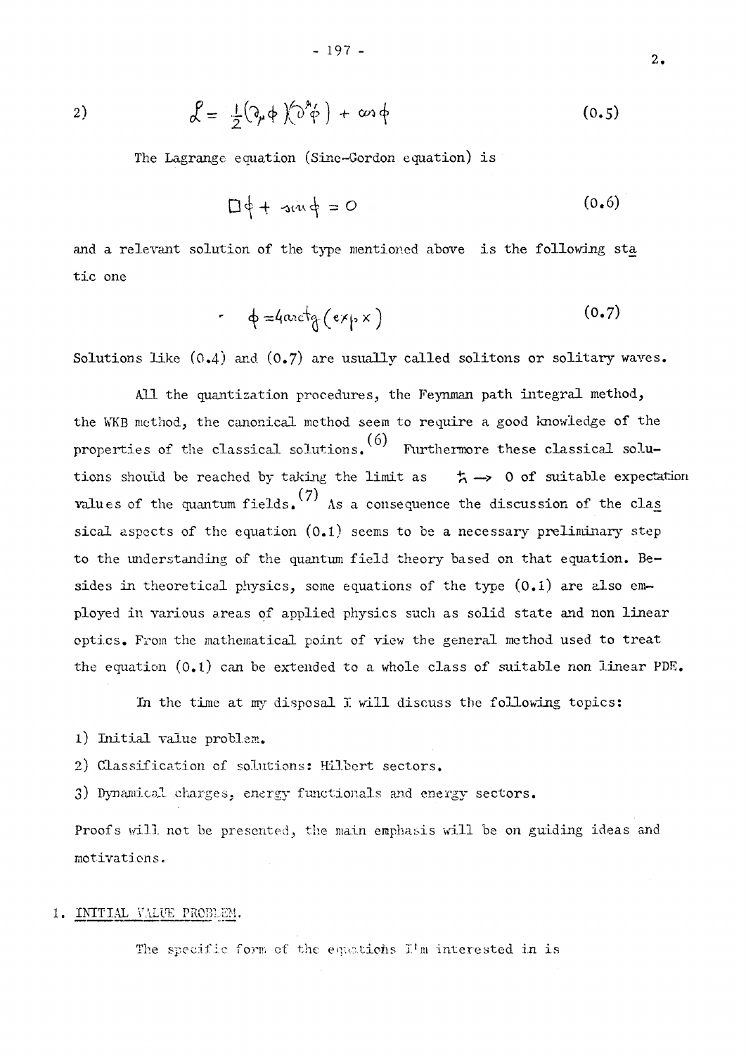2)
$$\mathcal{L} = \frac{1}{2}(\partial_\mu \phi)(\partial^\mu \phi) + \cos\phi \tag{0.5}$$

The Lagrange equation (Sine-Gordon equation) is

$$\Box\phi + \sin\phi = 0 \tag{0.6}$$

and a relevant solution of the type mentioned above is the following static one

$$\phi = 4\,\mathrm{arctg}\,(\exp x) \tag{0.7}$$

Solutions like (0.4) and (0.7) are usually called solitons or solitary waves.

All the quantization procedures, the Feynman path integral method, the WKB method, the canonical method seem to require a good knowledge of the properties of the classical solutions.(6) Furthermore these classical solutions should be reached by taking the limit as $\hbar \to 0$ of suitable expectation values of the quantum fields.(7) As a consequence the discussion of the classical aspects of the equation (0.1) seems to be a necessary preliminary step to the understanding of the quantum field theory based on that equation. Besides in theoretical physics, some equations of the type (0.1) are also employed in various areas of applied physics such as solid state and non linear optics. From the mathematical point of view the general method used to treat the equation (0.1) can be extended to a whole class of suitable non linear PDE.

In the time at my disposal I will discuss the following topics:

1) Initial value problem.
2) Classification of solutions: Hilbert sectors.
3) Dynamical charges, energy functionals and energy sectors.

Proofs will not be presented, the main emphasis will be on guiding ideas and motivations.

## 1. INITIAL VALUE PROBLEM.

The specific form of the equations I'm interested in is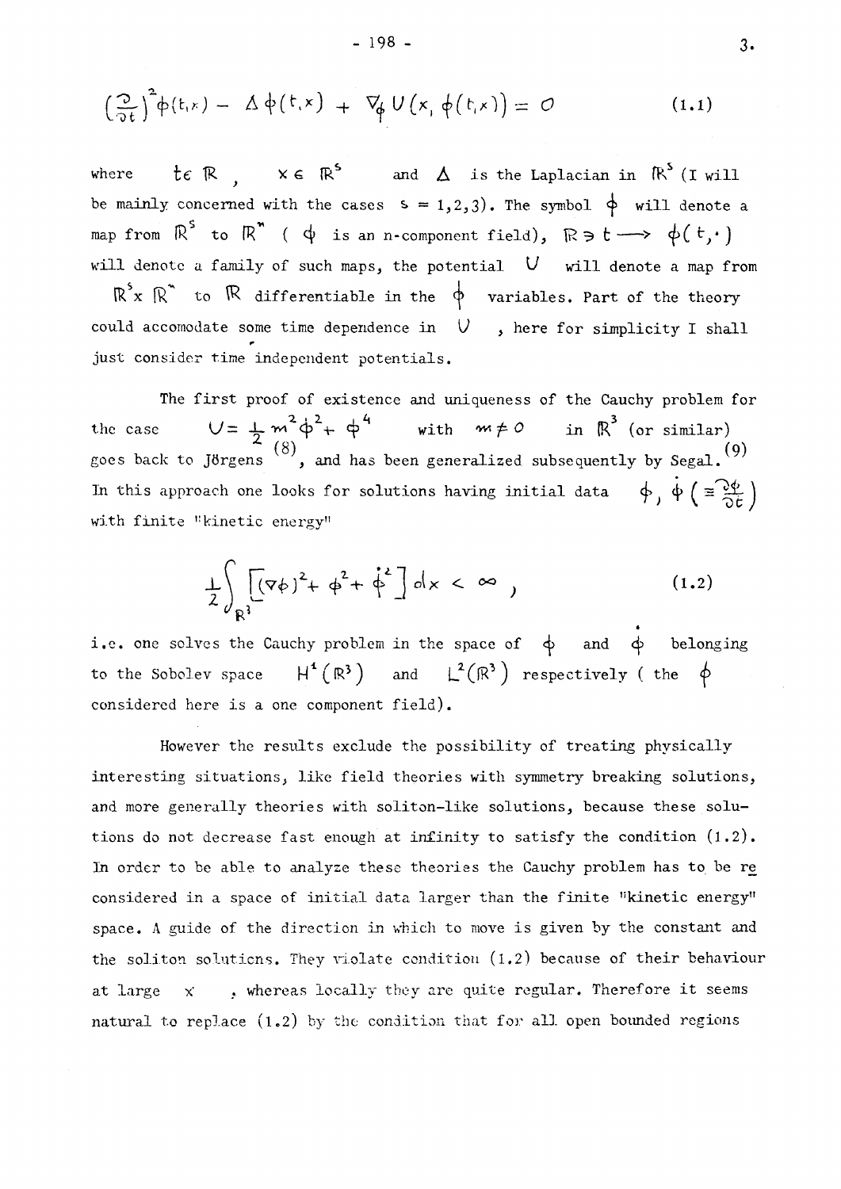$$\left(\frac{\partial}{\partial t}\right)^2 \phi(t,x) - \Delta \phi(t,x) + \nabla_\phi U(x, \phi(t,x)) = 0 \tag{1.1}$$

where $t \in \mathbb{R}$ , $x \in \mathbb{R}^s$ and $\Delta$ is the Laplacian in $\mathbb{R}^s$ (I will be mainly concerned with the cases $s = 1,2,3$). The symbol $\phi$ will denote a map from $\mathbb{R}^s$ to $\mathbb{R}^n$ ( $\phi$ is an n-component field), $\mathbb{R} \ni t \longrightarrow \phi(t,\cdot)$ will denote a family of such maps, the potential $U$ will denote a map from $\mathbb{R}^s \times \mathbb{R}^n$ to $\mathbb{R}$ differentiable in the $\phi$ variables. Part of the theory could accomodate some time dependence in $U$ , here for simplicity I shall just consider time independent potentials.

The first proof of existence and uniqueness of the Cauchy problem for the case $U = \frac{1}{2} m^2 \phi^2 + \phi^4$ with $m \neq 0$ in $\mathbb{R}^3$ (or similar) goes back to Jörgens [8], and has been generalized subsequently by Segal. [9] In this approach one looks for solutions having initial data $\phi, \dot{\phi} \left( \equiv \frac{\partial \phi}{\partial t} \right)$ with finite "kinetic energy"

$$\frac{1}{2} \int_{\mathbb{R}^3} \left[ (\nabla\phi)^2 + \phi^2 + \dot{\phi}^2 \right] dx < \infty , \tag{1.2}$$

i.e. one solves the Cauchy problem in the space of $\phi$ and $\dot{\phi}$ belonging to the Sobolev space $H^1(\mathbb{R}^3)$ and $L^2(\mathbb{R}^3)$ respectively ( the $\phi$ considered here is a one component field).

However the results exclude the possibility of treating physically interesting situations, like field theories with symmetry breaking solutions, and more generally theories with soliton-like solutions, because these solutions do not decrease fast enough at infinity to satisfy the condition (1.2). In order to be able to analyze these theories the Cauchy problem has to be reconsidered in a space of initial data larger than the finite "kinetic energy" space. A guide of the direction in which to move is given by the constant and the soliton solutions. They violate condition (1.2) because of their behaviour at large $x$ , whereas locally they are quite regular. Therefore it seems natural to replace (1.2) by the condition that for all open bounded regions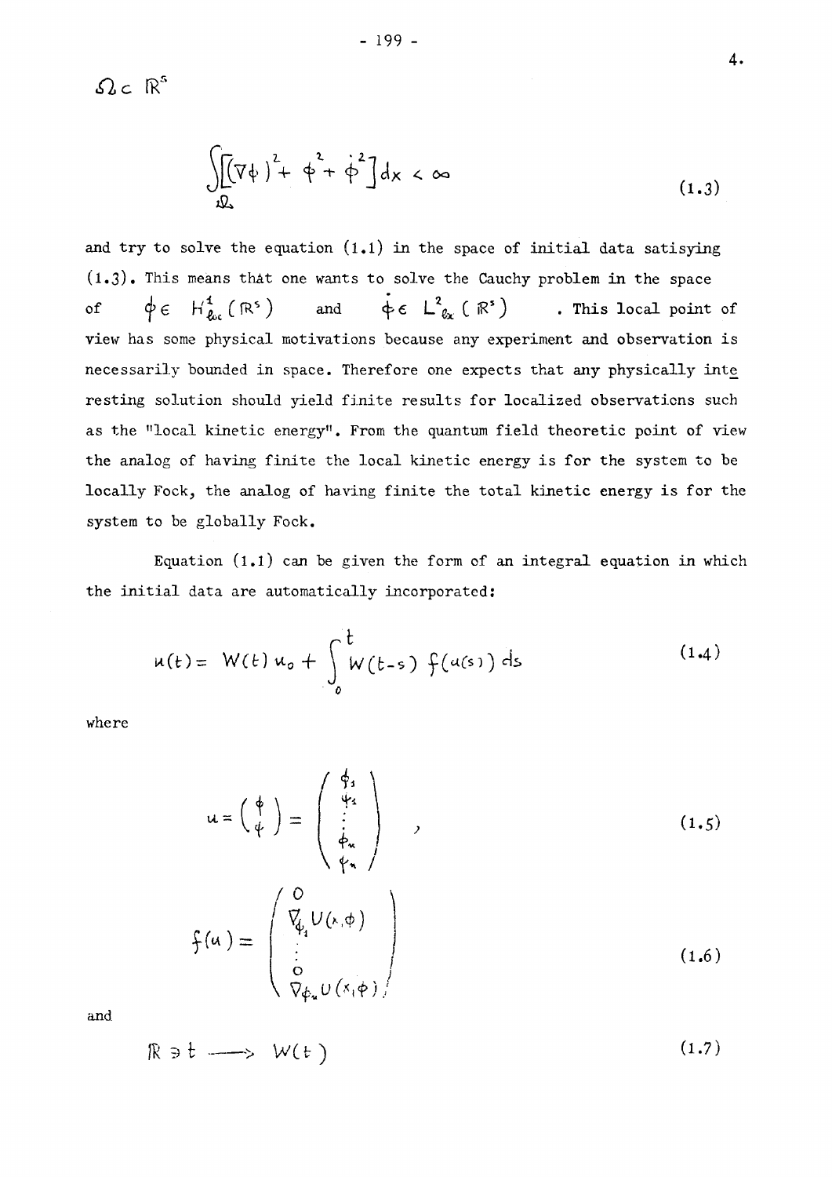$\Omega \subset \mathbb{R}^s$

$$\int_{\Omega} \left[ (\nabla \phi)^2 + \phi^2 + \dot{\phi}^2 \right] dx < \infty \tag{1.3}$$

and try to solve the equation (1.1) in the space of initial data satisying (1.3). This means that one wants to solve the Cauchy problem in the space of $\phi \in H^1_{loc}(\mathbb{R}^s)$ and $\dot{\phi} \in L^2_{loc}(\mathbb{R}^s)$. This local point of view has some physical motivations because any experiment and observation is necessarily bounded in space. Therefore one expects that any physically interesting solution should yield finite results for localized observations such as the "local kinetic energy". From the quantum field theoretic point of view the analog of having finite the local kinetic energy is for the system to be locally Fock, the analog of having finite the total kinetic energy is for the system to be globally Fock.

Equation (1.1) can be given the form of an integral equation in which the initial data are automatically incorporated:

$$u(t) = W(t)\, u_0 + \int_0^t W(t-s)\, f(u(s))\, ds \tag{1.4}$$

where

$$u = \begin{pmatrix} \phi \\ \psi \end{pmatrix} = \begin{pmatrix} \phi_1 \\ \psi_1 \\ \vdots \\ \phi_n \\ \psi_n \end{pmatrix} , \tag{1.5}$$

$$f(u) = \begin{pmatrix} 0 \\ \nabla_{\phi_1} U(x,\phi) \\ \vdots \\ 0 \\ \nabla_{\phi_n} U(x,\phi) \end{pmatrix} \tag{1.6}$$

and

$$\mathbb{R} \ni t \longrightarrow W(t) \tag{1.7}$$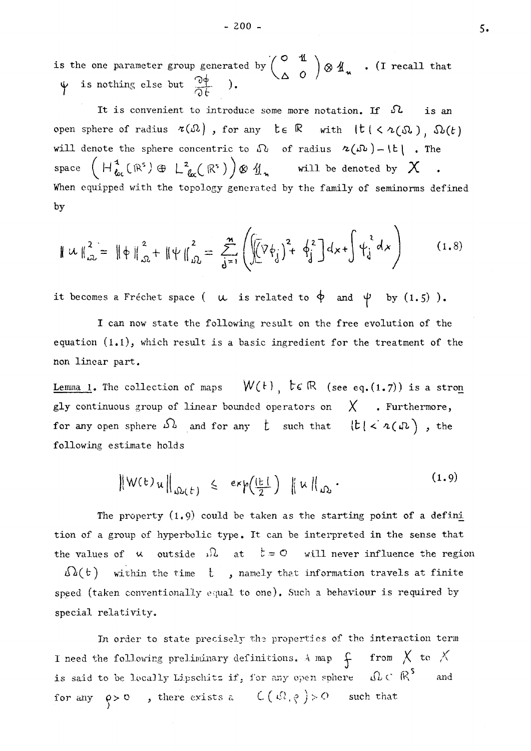is the one parameter group generated by $\begin{pmatrix} 0 & \mathbb{1} \\ \Delta & 0 \end{pmatrix} \otimes \mathbb{1}_n$ . (I recall that $\psi$ is nothing else but $\frac{\partial \phi}{\partial t}$ ).

It is convenient to introduce some more notation. If $\Omega$ is an open sphere of radius $r(\Omega)$ , for any $t \in \mathbb{R}$ with $|t| < r(\Omega)$, $\Omega(t)$ will denote the sphere concentric to $\Omega$ of radius $r(\Omega) - |t|$ . The space $\left( H^1_{loc}(\mathbb{R}^3) \oplus L^2_{loc}(\mathbb{R}^3) \right) \otimes \mathbb{1}_n$ will be denoted by $X$ . When equipped with the topology generated by the family of seminorms defined by

$$\| u \|^2_\Omega = \| \phi \|^2_\Omega + \| \psi \|^2_\Omega = \sum_{j=1}^{n} \left( \int_\Omega \left[ (\nabla \phi_j)^2 + \phi_j^2 \right] dx + \int_\Omega \psi_j^2 \, dx \right) \tag{1.8}$$

it becomes a Fréchet space ( $u$ is related to $\phi$ and $\psi$ by (1.5) ).

I can now state the following result on the free evolution of the equation (1.1), which result is a basic ingredient for the treatment of the non linear part.

Lemma 1. The collection of maps $W(t)$, $t \in \mathbb{R}$ (see eq.(1.7)) is a strongly continuous group of linear bounded operators on $X$ . Furthermore, for any open sphere $\Omega$ and for any $t$ such that $|t| < r(\Omega)$ , the following estimate holds

$$\| W(t) u \|_{\Omega(t)} \leq \exp\left(\frac{|t|}{2}\right) \| u \|_\Omega . \tag{1.9}$$

The property (1.9) could be taken as the starting point of a definition of a group of hyperbolic type. It can be interpreted in the sense that the values of $u$ outside $\Omega$ at $t = 0$ will never influence the region $\Omega(t)$ within the time $t$ , namely that information travels at finite speed (taken conventionally equal to one). Such a behaviour is required by special relativity.

In order to state precisely the properties of the interaction term I need the following preliminary definitions. A map $f$ from $X$ to $X$ is said to be locally Lipschitz if, for any open sphere $\Omega \subset \mathbb{R}^3$ and for any $\rho > 0$ , there exists a $C(\Omega, \rho) > 0$ such that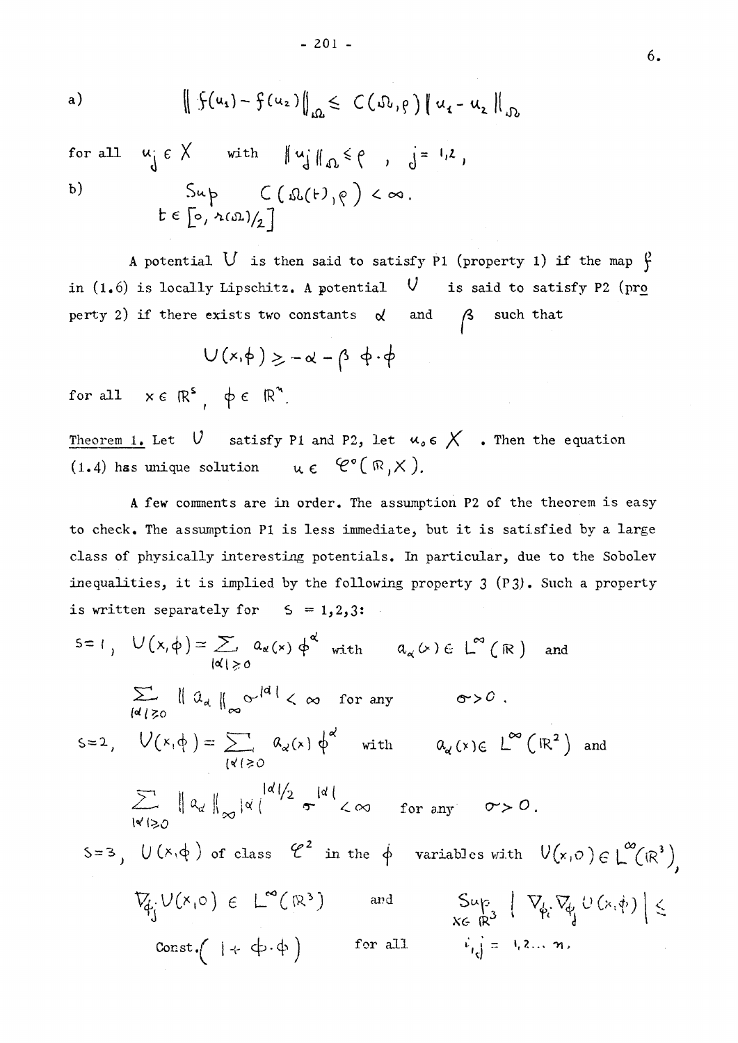a) $$\| f(u_1) - f(u_2) \|_{\Omega} \leq C(\Omega, \rho) \| u_1 - u_2 \|_{\Omega}$$

for all $u_j \in X$ with $\| u_j \|_{\Omega} \leq \rho$ , $j = 1,2$ ,

b) $$\sup_{t \in [0, r(\Omega)/2]} C(\Omega(t), \rho) < \infty .$$

A potential $U$ is then said to satisfy P1 (property 1) if the map $f$ in (1.6) is locally Lipschitz. A potential $U$ is said to satisfy P2 (property 2) if there exists two constants $\alpha$ and $\beta$ such that

$$U(x, \phi) \geq -\alpha - \beta \, \phi \cdot \phi$$

for all $x \in \mathbb{R}^s$, $\phi \in \mathbb{R}^n$.

Theorem 1. Let $U$ satisfy P1 and P2, let $u_0 \in X$ . Then the equation (1.4) has unique solution $u \in \mathcal{C}^0(\mathbb{R}, X)$.

A few comments are in order. The assumption P2 of the theorem is easy to check. The assumption P1 is less immediate, but it is satisfied by a large class of physically interesting potentials. In particular, due to the Sobolev inequalities, it is implied by the following property 3 (P3). Such a property is written separately for $s = 1,2,3$:

$s = 1$, $U(x, \phi) = \sum_{|\alpha| \geq 0} a_\alpha(x) \phi^\alpha$ with $a_\alpha(x) \in L^\infty(\mathbb{R})$ and

$$\sum_{|\alpha| \geq 0} \| a_\alpha \|_\infty \sigma^{|\alpha|} < \infty \quad \text{for any} \quad \sigma > 0 .$$

$s = 2$, $U(x, \phi) = \sum_{|\alpha| \geq 0} a_\alpha(x) \phi^\alpha$ with $a_\alpha(x) \in L^\infty(\mathbb{R}^2)$ and

$$\sum_{|\alpha| \geq 0} \| a_\alpha \|_\infty |\alpha|^{|\alpha|/2} \sigma^{|\alpha|} < \infty \quad \text{for any} \quad \sigma > 0 .$$

$s = 3$, $U(x, \phi)$ of class $\mathcal{C}^2$ in the $\phi$ variables with $U(x, 0) \in L^\infty(\mathbb{R}^3)$,

$$\nabla_{\phi_j} U(x, 0) \in L^\infty(\mathbb{R}^3) \quad \text{and} \quad \sup_{x \in \mathbb{R}^3} | \nabla_{\phi_i} \nabla_{\phi_j} U(x, \phi) | \leq \text{Const.} (1 + \phi \cdot \phi) \quad \text{for all} \quad i,j = 1,2 \ldots n ,$$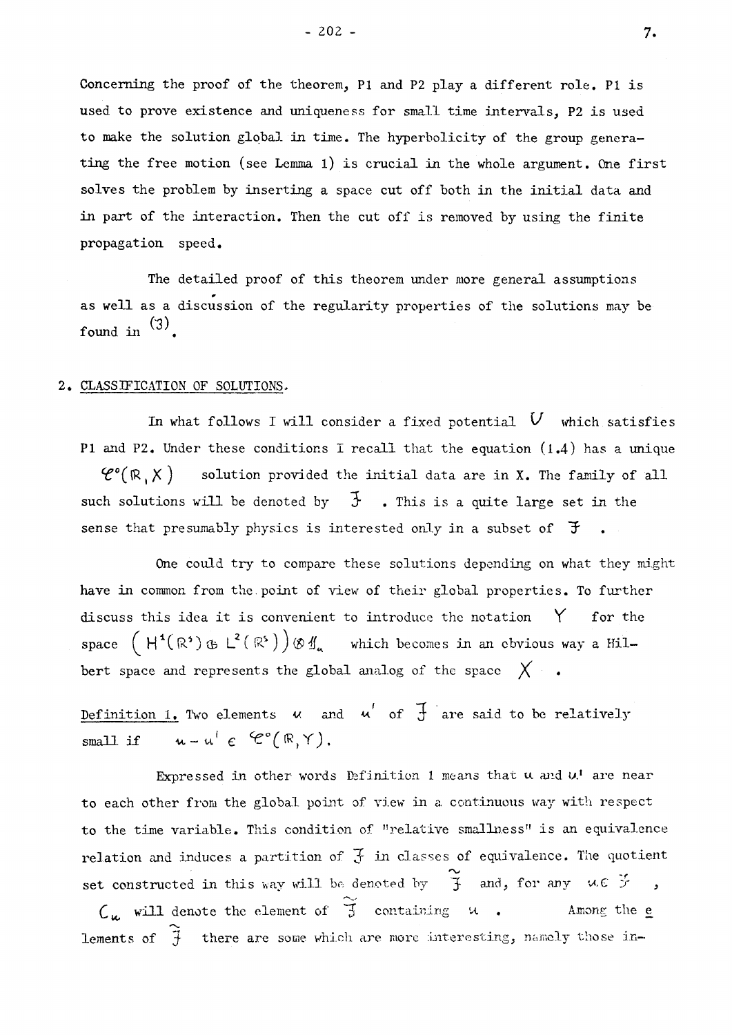Concerning the proof of the theorem, P1 and P2 play a different role. P1 is used to prove existence and uniqueness for small time intervals, P2 is used to make the solution global in time. The hyperbolicity of the group generating the free motion (see Lemma 1) is crucial in the whole argument. One first solves the problem by inserting a space cut off both in the initial data and in part of the interaction. Then the cut off is removed by using the finite propagation speed.

The detailed proof of this theorem under more general assumptions as well as a discussion of the regularity properties of the solutions may be found in [3].

## 2. CLASSIFICATION OF SOLUTIONS.

In what follows I will consider a fixed potential $V$ which satisfies P1 and P2. Under these conditions I recall that the equation (1.4) has a unique $\mathcal{C}^0(\mathbb{R}, X)$ solution provided the initial data are in X. The family of all such solutions will be denoted by $\mathfrak{F}$. This is a quite large set in the sense that presumably physics is interested only in a subset of $\mathfrak{F}$.

One could try to compare these solutions depending on what they might have in common from the point of view of their global properties. To further discuss this idea it is convenient to introduce the notation $Y$ for the space $\left( H^1(\mathbb{R}^3) \oplus L^2(\mathbb{R}^3) \right) \otimes \mathbb{1}_n$ which becomes in an obvious way a Hilbert space and represents the global analog of the space $X$.

Definition 1. Two elements $u$ and $u'$ of $\mathfrak{F}$ are said to be relatively small if $u - u' \in \mathcal{C}^0(\mathbb{R}, Y)$.

Expressed in other words Definition 1 means that $u$ and $u'$ are near to each other from the global point of view in a continuous way with respect to the time variable. This condition of "relative smallness" is an equivalence relation and induces a partition of $\mathfrak{F}$ in classes of equivalence. The quotient set constructed in this way will be denoted by $\tilde{\mathfrak{F}}$ and, for any $u \in \mathfrak{F}$, $C_u$ will denote the element of $\tilde{\mathfrak{F}}$ containing $u$. Among the elements of $\tilde{\mathfrak{F}}$ there are some which are more interesting, namely those in-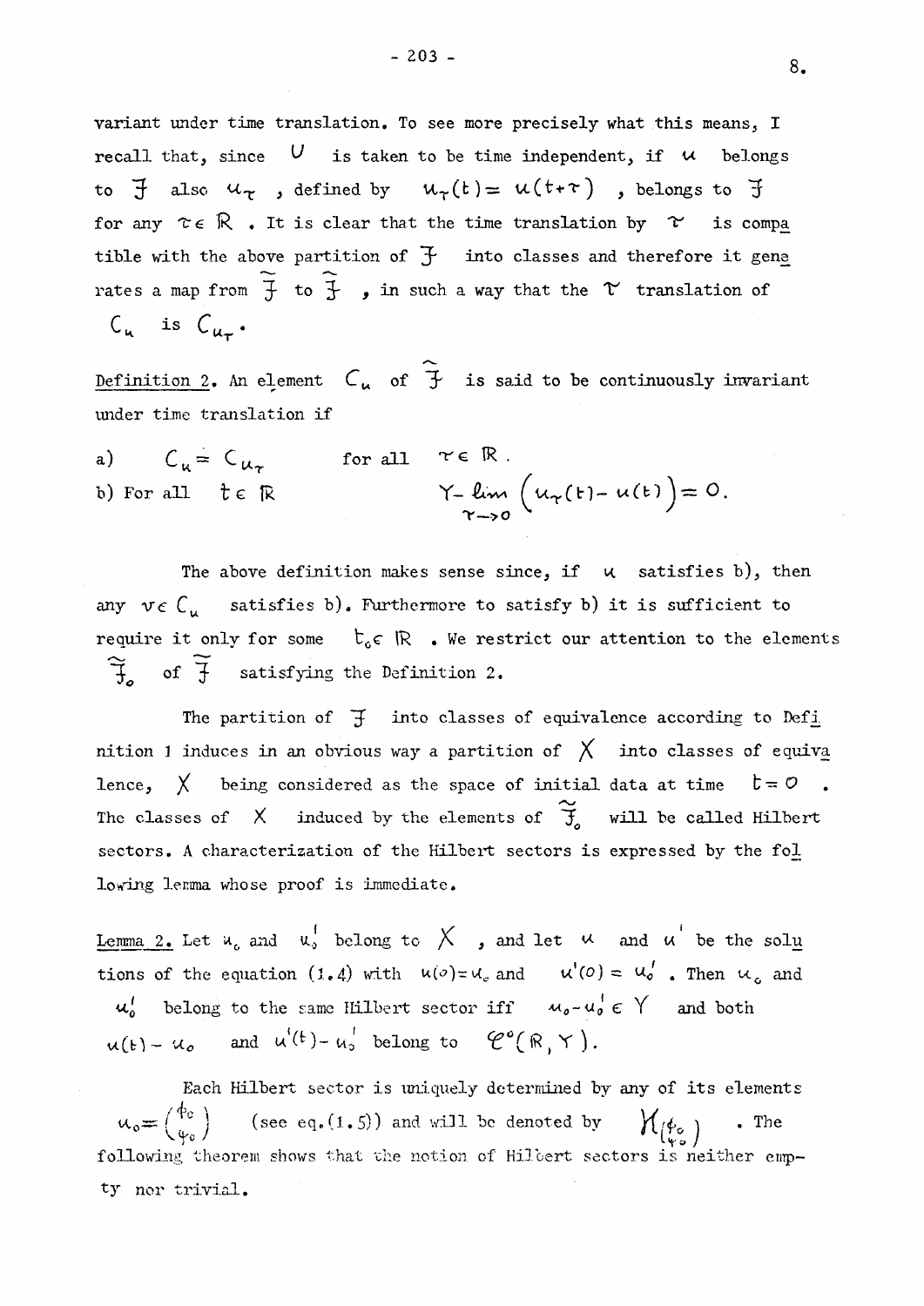variant under time translation. To see more precisely what this means, I recall that, since $U$ is taken to be time independent, if $u$ belongs to $\mathcal{F}$ also $u_\tau$, defined by $u_\tau(t) = u(t+\tau)$, belongs to $\mathcal{F}$ for any $\tau \in \mathbb{R}$. It is clear that the time translation by $\tau$ is compatible with the above partition of $\mathcal{F}$ into classes and therefore it generates a map from $\widetilde{\mathcal{F}}$ to $\widetilde{\mathcal{F}}$, in such a way that the $\tau$ translation of $C_u$ is $C_{u_\tau}$.

Definition 2. An element $C_u$ of $\widetilde{\mathcal{F}}$ is said to be continuously invariant under time translation if

a) $C_u = C_{u_\tau}$ for all $\tau \in \mathbb{R}$.

b) For all $t \in \mathbb{R}$ $\quad Y\text{-}\lim_{\tau \to 0} \left( u_\tau(t) - u(t) \right) = 0.$

The above definition makes sense since, if $u$ satisfies b), then any $v \in C_u$ satisfies b). Furthermore to satisfy b) it is sufficient to require it only for some $t_0 \in \mathbb{R}$. We restrict our attention to the elements $\widetilde{\mathcal{F}}_0$ of $\widetilde{\mathcal{F}}$ satisfying the Definition 2.

The partition of $\mathcal{F}$ into classes of equivalence according to Definition 1 induces in an obvious way a partition of $X$ into classes of equivalence, $X$ being considered as the space of initial data at time $t = 0$. The classes of $X$ induced by the elements of $\widetilde{\mathcal{F}}_0$ will be called Hilbert sectors. A characterization of the Hilbert sectors is expressed by the following lemma whose proof is immediate.

Lemma 2. Let $u_0$ and $u_0'$ belong to $X$, and let $u$ and $u'$ be the solutions of the equation (1.4) with $u(0) = u_0$ and $u'(0) = u_0'$. Then $u_0$ and $u_0'$ belong to the same Hilbert sector iff $u_0 - u_0' \in Y$ and both $u(t) - u_0$ and $u'(t) - u_0'$ belong to $\mathcal{C}^0(\mathbb{R}, Y)$.

Each Hilbert sector is uniquely determined by any of its elements $u_0 = \begin{pmatrix} \phi_0 \\ \psi_0 \end{pmatrix}$ (see eq.(1.5)) and will be denoted by $\mathcal{H}_{\begin{pmatrix} \phi_0 \\ \psi_0 \end{pmatrix}}$. The following theorem shows that the notion of Hilbert sectors is neither empty nor trivial.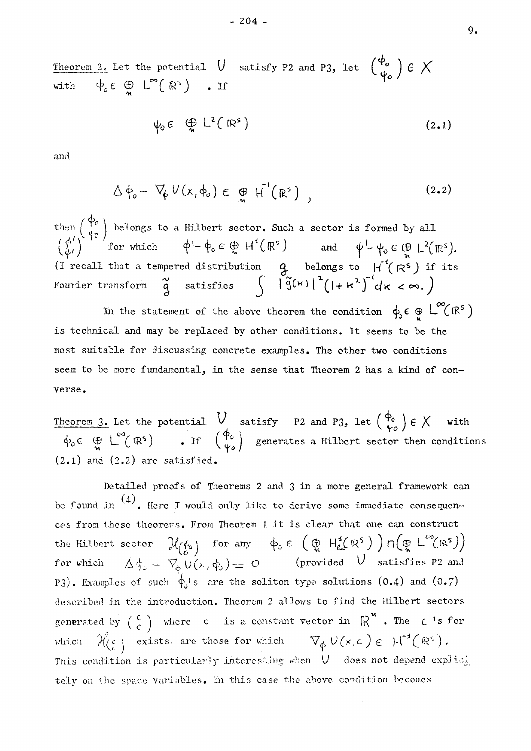**Theorem 2.** Let the potential $U$ satisfy P2 and P3, let $\begin{pmatrix}\phi_0\\ \psi_0\end{pmatrix} \in X$ with $\phi_0 \in \bigoplus_n L^\infty(\mathbb{R}^s)$. If

$$\psi_0 \in \bigoplus_n L^2(\mathbb{R}^s) \tag{2.1}$$

and

$$\Delta\phi_0 - \nabla_\phi U(x,\phi_0) \in \bigoplus_n H^{-1}(\mathbb{R}^s), \tag{2.2}$$

then $\begin{pmatrix}\phi_0\\ \psi_0\end{pmatrix}$ belongs to a Hilbert sector. Such a sector is formed by all $\begin{pmatrix}\phi'\\ \psi'\end{pmatrix}$ for which $\phi' - \phi_0 \in \bigoplus_n H^1(\mathbb{R}^s)$ and $\psi' - \psi_0 \in \bigoplus_n L^2(\mathbb{R}^s)$. (I recall that a tempered distribution $g$ belongs to $H^{-1}(\mathbb{R}^s)$ if its Fourier transform $\tilde{g}$ satisfies $\int |\tilde{g}(k)|^2 (1+k^2)^{-1} dk < \infty$.)

In the statement of the above theorem the condition $\phi_0 \in \bigoplus_n L^\infty(\mathbb{R}^s)$ is technical and may be replaced by other conditions. It seems to be the most suitable for discussing concrete examples. The other two conditions seem to be more fundamental, in the sense that Theorem 2 has a kind of converse.

**Theorem 3.** Let the potential $U$ satisfy P2 and P3, let $\begin{pmatrix}\phi_0\\ \psi_0\end{pmatrix} \in X$ with $\phi_0 \in \bigoplus_n L^\infty(\mathbb{R}^s)$. If $\begin{pmatrix}\phi_0\\ \psi_0\end{pmatrix}$ generates a Hilbert sector then conditions (2.1) and (2.2) are satisfied.

Detailed proofs of Theorems 2 and 3 in a more general framework can be found in [4]. Here I would only like to derive some immediate consequences from these theorems. From Theorem 1 it is clear that one can construct the Hilbert sector $\mathcal{H}\begin{pmatrix}\phi_0\\ 0\end{pmatrix}$ for any $\phi_0 \in \left(\bigoplus_n H^1_{loc}(\mathbb{R}^s)\right) \cap \left(\bigoplus_n L^\infty(\mathbb{R}^s)\right)$ for which $\Delta\phi_0 - \nabla_\phi U(x,\phi_0) = 0$ (provided $U$ satisfies P2 and P3). Examples of such $\phi_0$'s are the soliton type solutions (0.4) and (0.7) described in the introduction. Theorem 2 allows to find the Hilbert sectors generated by $\begin{pmatrix}c\\ 0\end{pmatrix}$ where $c$ is a constant vector in $\mathbb{R}^n$. The $c$'s for which $\mathcal{H}\begin{pmatrix}c\\ 0\end{pmatrix}$ exists, are those for which $\nabla_\phi U(x,c) \in H^{-1}(\mathbb{R}^s)$. This condition is particularly interesting when $U$ does not depend explicitely on the space variables. In this case the above condition becomes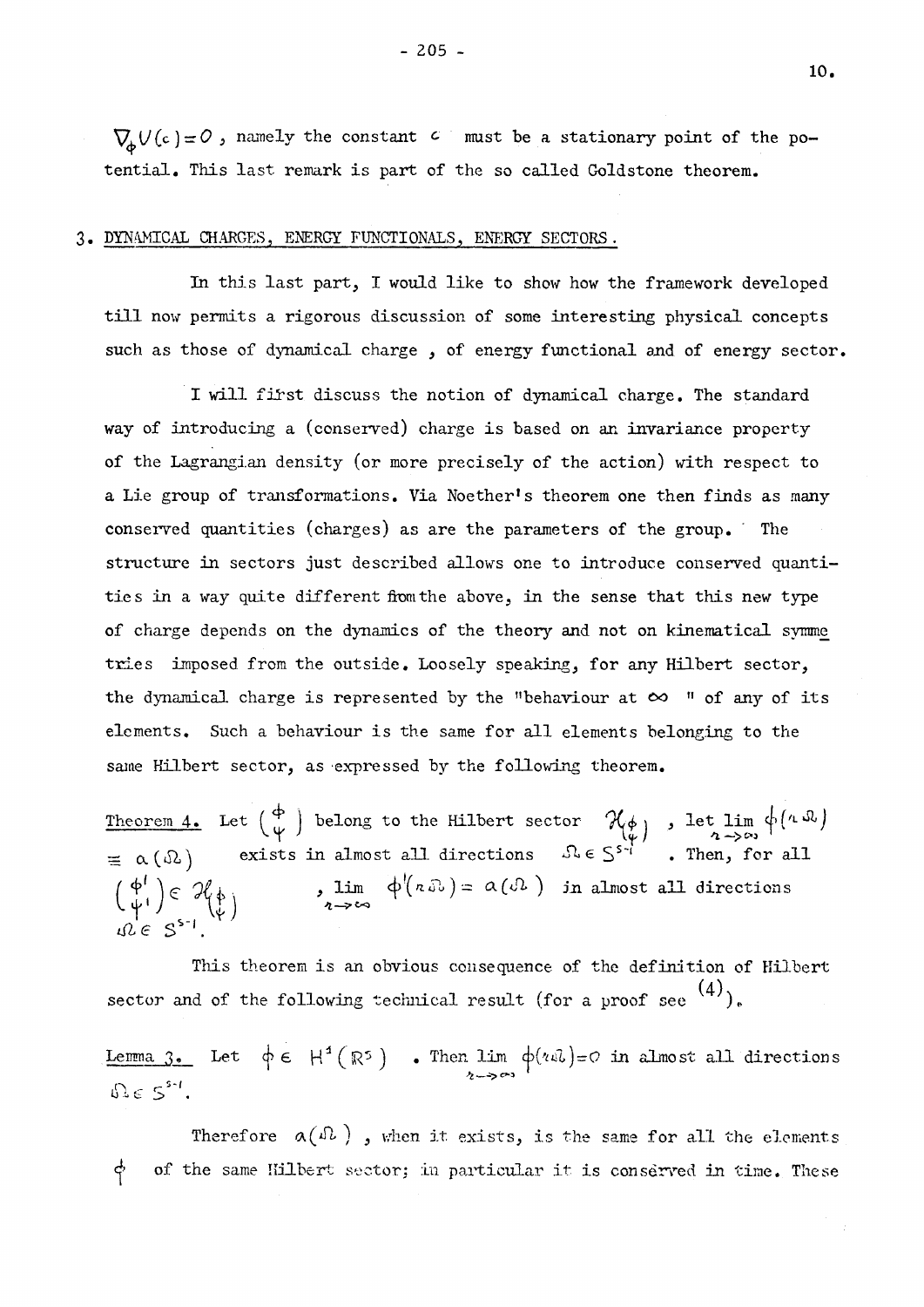$\nabla_\phi U(c) = 0$ , namely the constant $c$ must be a stationary point of the potential. This last remark is part of the so called Goldstone theorem.

## 3. DYNAMICAL CHARGES, ENERGY FUNCTIONALS, ENERGY SECTORS.

In this last part, I would like to show how the framework developed till now permits a rigorous discussion of some interesting physical concepts such as those of dynamical charge , of energy functional and of energy sector.

I will first discuss the notion of dynamical charge. The standard way of introducing a (conserved) charge is based on an invariance property of the Lagrangian density (or more precisely of the action) with respect to a Lie group of transformations. Via Noether's theorem one then finds as many conserved quantities (charges) as are the parameters of the group. The structure in sectors just described allows one to introduce conserved quantities in a way quite different from the above, in the sense that this new type of charge depends on the dynamics of the theory and not on kinematical symmetries imposed from the outside. Loosely speaking, for any Hilbert sector, the dynamical charge is represented by the "behaviour at $\infty$ " of any of its elements. Such a behaviour is the same for all elements belonging to the same Hilbert sector, as expressed by the following theorem.

__Theorem 4.__ Let $\binom{\phi}{\psi}$ belong to the Hilbert sector $\mathcal{H}_{\binom{\phi}{\psi}}$ , let $\lim_{r\to\infty} \phi(r\Omega) \equiv \alpha(\Omega)$ exists in almost all directions $\Omega \in S^{s-1}$ . Then, for all $\binom{\phi'}{\psi'} \in \mathcal{H}_{\binom{\phi}{\psi}}$ , $\lim_{r\to\infty} \phi'(r\Omega) = \alpha(\Omega)$ in almost all directions $\Omega \in S^{s-1}$.

This theorem is an obvious consequence of the definition of Hilbert sector and of the following technical result (for a proof see [4]).

__Lemma 3.__ Let $\phi \in H^1(\mathbb{R}^s)$ . Then $\lim_{r\to\infty} \phi(r\Omega) = 0$ in almost all directions $\Omega \in S^{s-1}$.

Therefore $\alpha(\Omega)$ , when it exists, is the same for all the elements $\phi$ of the same Hilbert sector; in particular it is conserved in time. These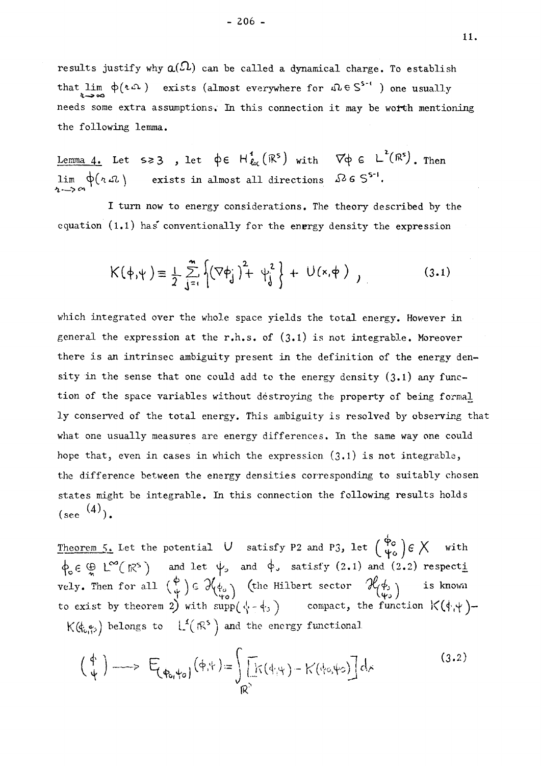results justify why $a(\Omega)$ can be called a dynamical charge. To establish that $\lim_{r\to\infty} \phi(r\Omega)$ exists (almost everywhere for $\Omega \in S^{s-1}$ ) one usually needs some extra assumptions. In this connection it may be worth mentioning the following lemma.

Lemma 4. Let $s \geq 3$ , let $\phi \in H^1_{loc}(\mathbb{R}^s)$ with $\nabla\phi \in L^2(\mathbb{R}^s)$. Then $\lim_{r\to\infty} \phi(r\Omega)$ exists in almost all directions $\Omega \in S^{s-1}$.

I turn now to energy considerations. The theory described by the equation (1.1) has conventionally for the energy density the expression

$$K(\phi,\psi) \equiv \frac{1}{2}\sum_{j=1}^{m}\left\{(\nabla\phi_j)^2 + \psi_j^2\right\} + U(x,\phi) \;, \tag{3.1}$$

which integrated over the whole space yields the total energy. However in general the expression at the r.h.s. of (3.1) is not integrable. Moreover there is an intrinsec ambiguity present in the definition of the energy density in the sense that one could add to the energy density (3.1) any function of the space variables without destroying the property of being formally conserved of the total energy. This ambiguity is resolved by observing that what one usually measures are energy differences. In the same way one could hope that, even in cases in which the expression (3.1) is not integrable, the difference between the energy densities corresponding to suitably chosen states might be integrable. In this connection the following results holds (see [4]).

Theorem 5. Let the potential $U$ satisfy P2 and P3, let $\binom{\phi_0}{\psi_0} \in X$ with $\phi_0 \in \oplus_m L^\infty(\mathbb{R}^s)$ and let $\psi_0$ and $\phi_0$ satisfy (2.1) and (2.2) respectively. Then for all $\binom{\phi}{\psi} \in \mathcal{H}\binom{\phi_0}{\psi_0}$ (the Hilbert sector $\mathcal{H}\binom{\phi_0}{\psi_0}$ is known to exist by theorem 2) with $\mathrm{supp}(\psi - \psi_0)$ compact, the function $K(\phi,\psi) - K(\phi_0,\psi_0)$ belongs to $L^1(\mathbb{R}^s)$ and the energy functional

$$\binom{\phi}{\psi} \longrightarrow E_{(\phi_0,\psi_0)}(\phi,\psi) := \int_{\mathbb{R}^s}\left[K(\phi,\psi) - K(\phi_0,\psi_0)\right]dx \tag{3.2}$$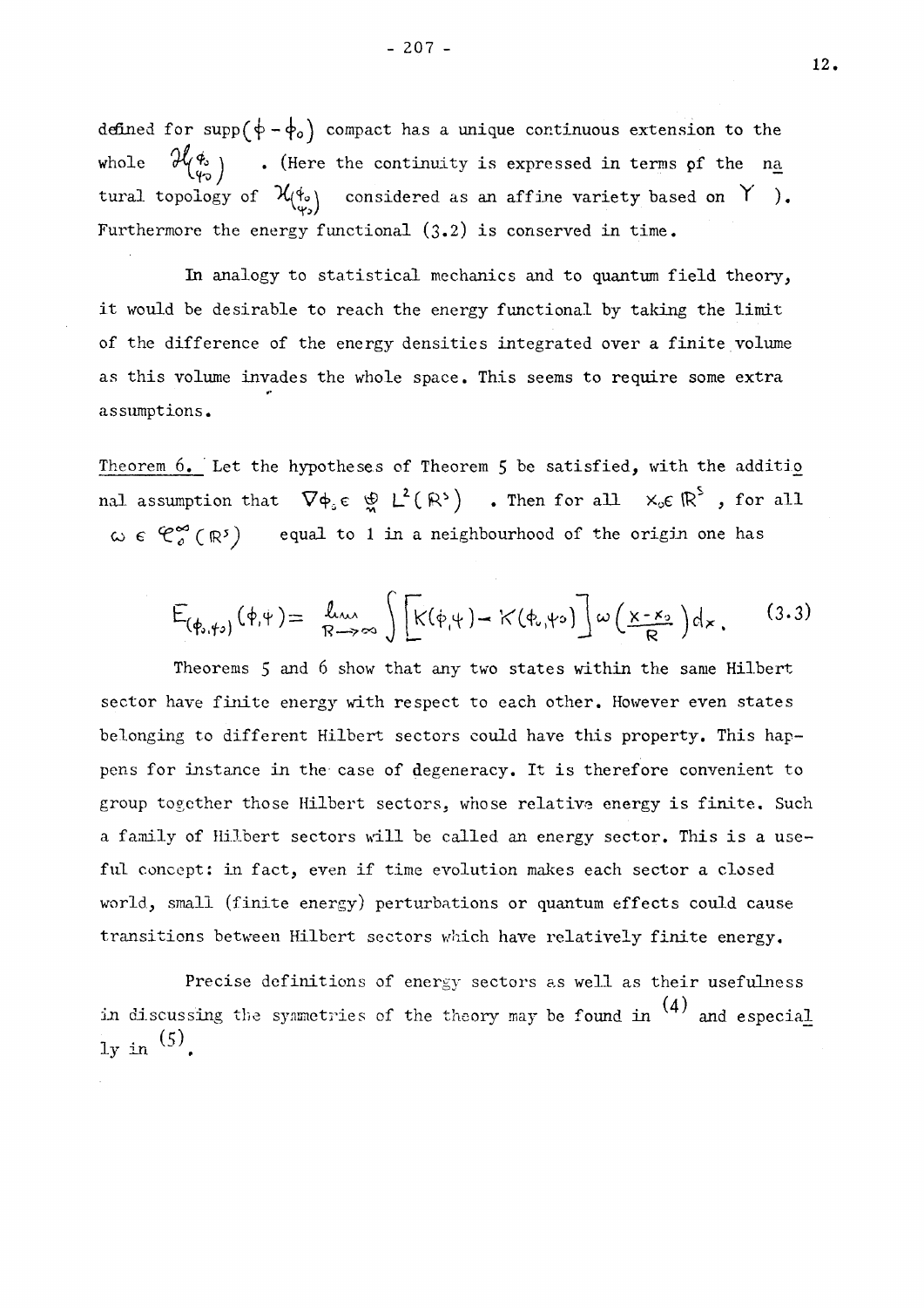defined for $\text{supp}(\phi - \phi_0)$ compact has a unique continuous extension to the whole $\mathcal{H}_{(\phi_0 \atop \psi_0)}$. (Here the continuity is expressed in terms of the natural topology of $\mathcal{H}_{(\phi_0 \atop \psi_0)}$ considered as an affine variety based on $Y$ ). Furthermore the energy functional (3.2) is conserved in time.

In analogy to statistical mechanics and to quantum field theory, it would be desirable to reach the energy functional by taking the limit of the difference of the energy densities integrated over a finite volume as this volume invades the whole space. This seems to require some extra assumptions.

Theorem 6. Let the hypotheses of Theorem 5 be satisfied, with the additional assumption that $\nabla\phi_0 \in \underset{n}{\oplus} L^2(\mathbb{R}^s)$ . Then for all $x_0 \in \mathbb{R}^s$ , for all $\omega \in \mathcal{C}_0^\infty(\mathbb{R}^s)$ equal to 1 in a neighbourhood of the origin one has

$$E_{(\phi_0,\psi_0)}(\phi,\psi) = \lim_{R\to\infty} \int \left[ K(\phi,\psi) - K(\phi_0,\psi_0) \right] \omega\left(\frac{x-x_0}{R}\right) dx . \qquad (3.3)$$

Theorems 5 and 6 show that any two states within the same Hilbert sector have finite energy with respect to each other. However even states belonging to different Hilbert sectors could have this property. This happens for instance in the case of degeneracy. It is therefore convenient to group together those Hilbert sectors, whose relative energy is finite. Such a family of Hilbert sectors will be called an energy sector. This is a useful concept: in fact, even if time evolution makes each sector a closed world, small (finite energy) perturbations or quantum effects could cause transitions between Hilbert sectors which have relatively finite energy.

Precise definitions of energy sectors as well as their usefulness in discussing the symmetries of the theory may be found in (4) and especially in (5).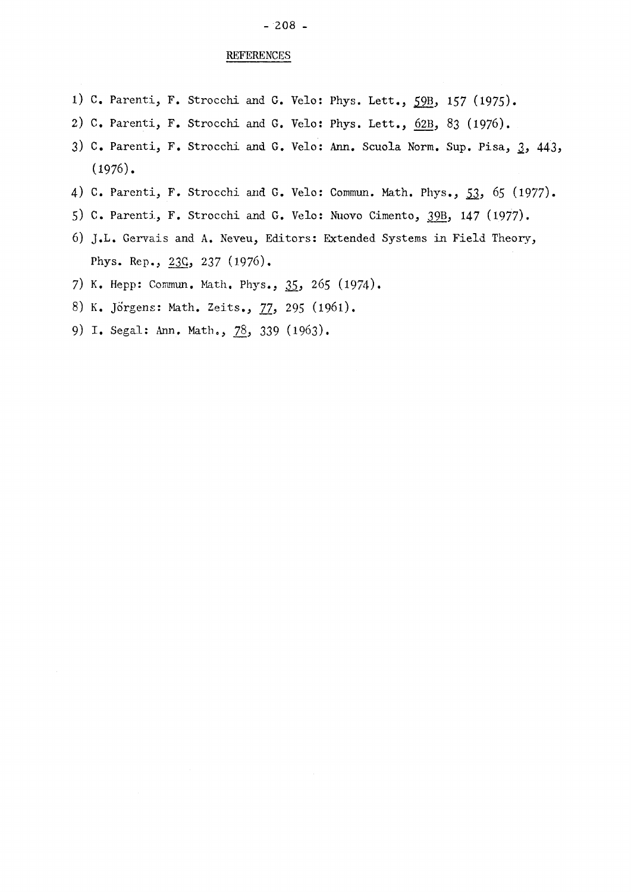## REFERENCES

1) C. Parenti, F. Strocchi and G. Velo: Phys. Lett., 59B, 157 (1975).
2) C. Parenti, F. Strocchi and G. Velo: Phys. Lett., 62B, 83 (1976).
3) C. Parenti, F. Strocchi and G. Velo: Ann. Scuola Norm. Sup. Pisa, 3, 443, (1976).
4) C. Parenti, F. Strocchi and G. Velo: Commun. Math. Phys., 53, 65 (1977).
5) C. Parenti, F. Strocchi and G. Velo: Nuovo Cimento, 39B, 147 (1977).
6) J.L. Gervais and A. Neveu, Editors: Extended Systems in Field Theory, Phys. Rep., 23C, 237 (1976).
7) K. Hepp: Commun. Math. Phys., 35, 265 (1974).
8) K. Jörgens: Math. Zeits., 77, 295 (1961).
9) I. Segal: Ann. Math., 78, 339 (1963).